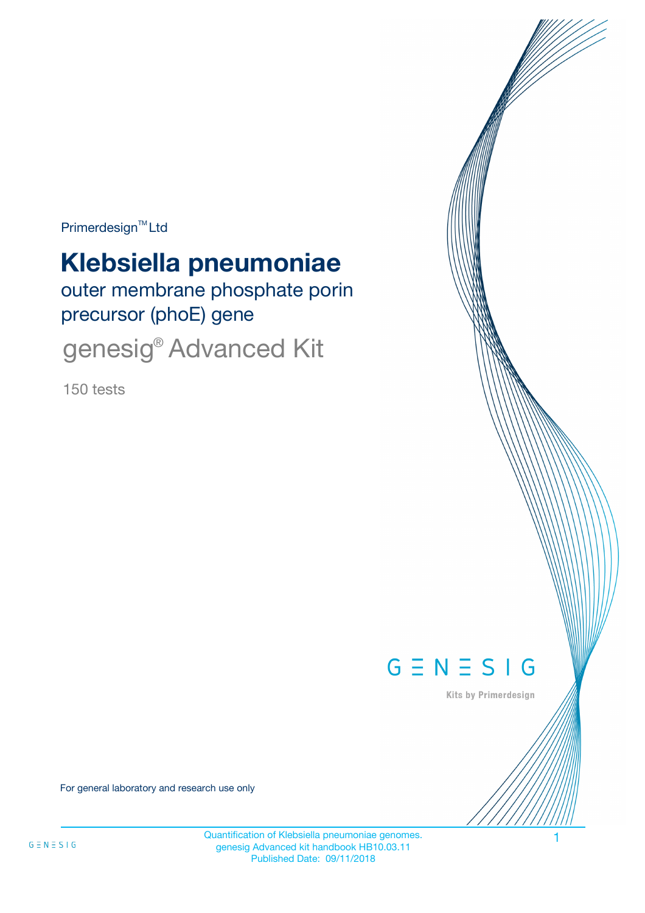Primerdesign™ Ltd

# Klebsiella pneumoniae

outer membrane phosphate porin precursor (phoE) gene

genesig® Advanced Kit

150 tests

GENESIG

Kits by Primerdesign

For general laboratory and research use only

Quantification of Klebsiella pneumoniae genomes.
genesig Advanced kit handbook HB10.03.11
Published Date: 09/11/2018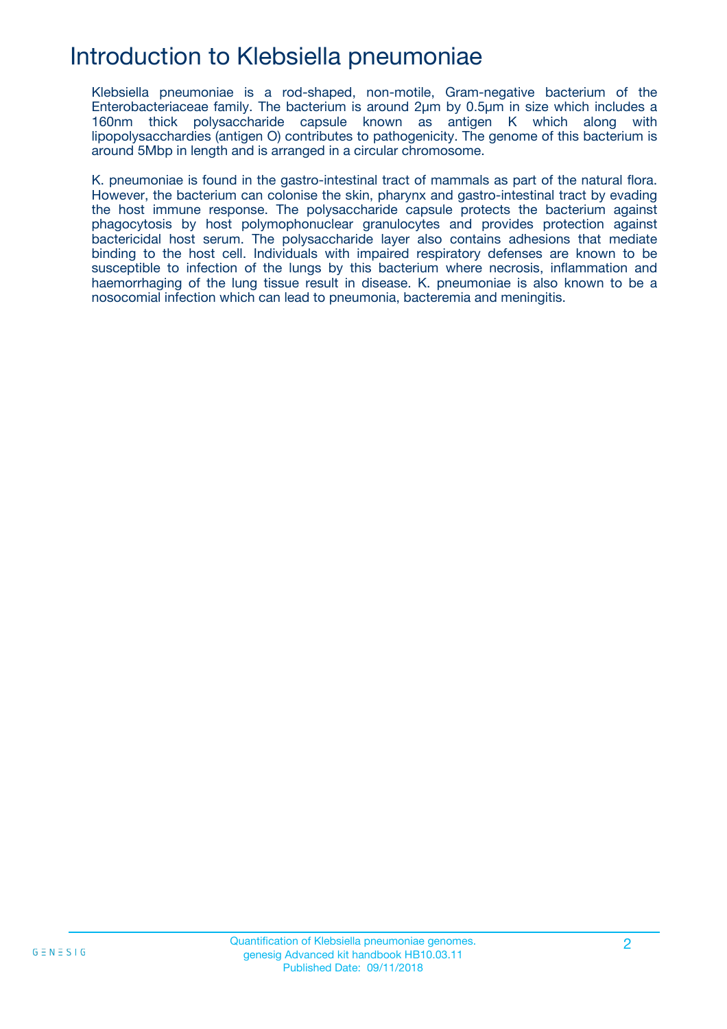# Introduction to Klebsiella pneumoniae

Klebsiella pneumoniae is a rod-shaped, non-motile, Gram-negative bacterium of the Enterobacteriaceae family. The bacterium is around 2μm by 0.5μm in size which includes a 160nm thick polysaccharide capsule known as antigen K which along with lipopolysacchardies (antigen O) contributes to pathogenicity. The genome of this bacterium is around 5Mbp in length and is arranged in a circular chromosome.

K. pneumoniae is found in the gastro-intestinal tract of mammals as part of the natural flora. However, the bacterium can colonise the skin, pharynx and gastro-intestinal tract by evading the host immune response. The polysaccharide capsule protects the bacterium against phagocytosis by host polymophonuclear granulocytes and provides protection against bactericidal host serum. The polysaccharide layer also contains adhesions that mediate binding to the host cell. Individuals with impaired respiratory defenses are known to be susceptible to infection of the lungs by this bacterium where necrosis, inflammation and haemorrhaging of the lung tissue result in disease. K. pneumoniae is also known to be a nosocomial infection which can lead to pneumonia, bacteremia and meningitis.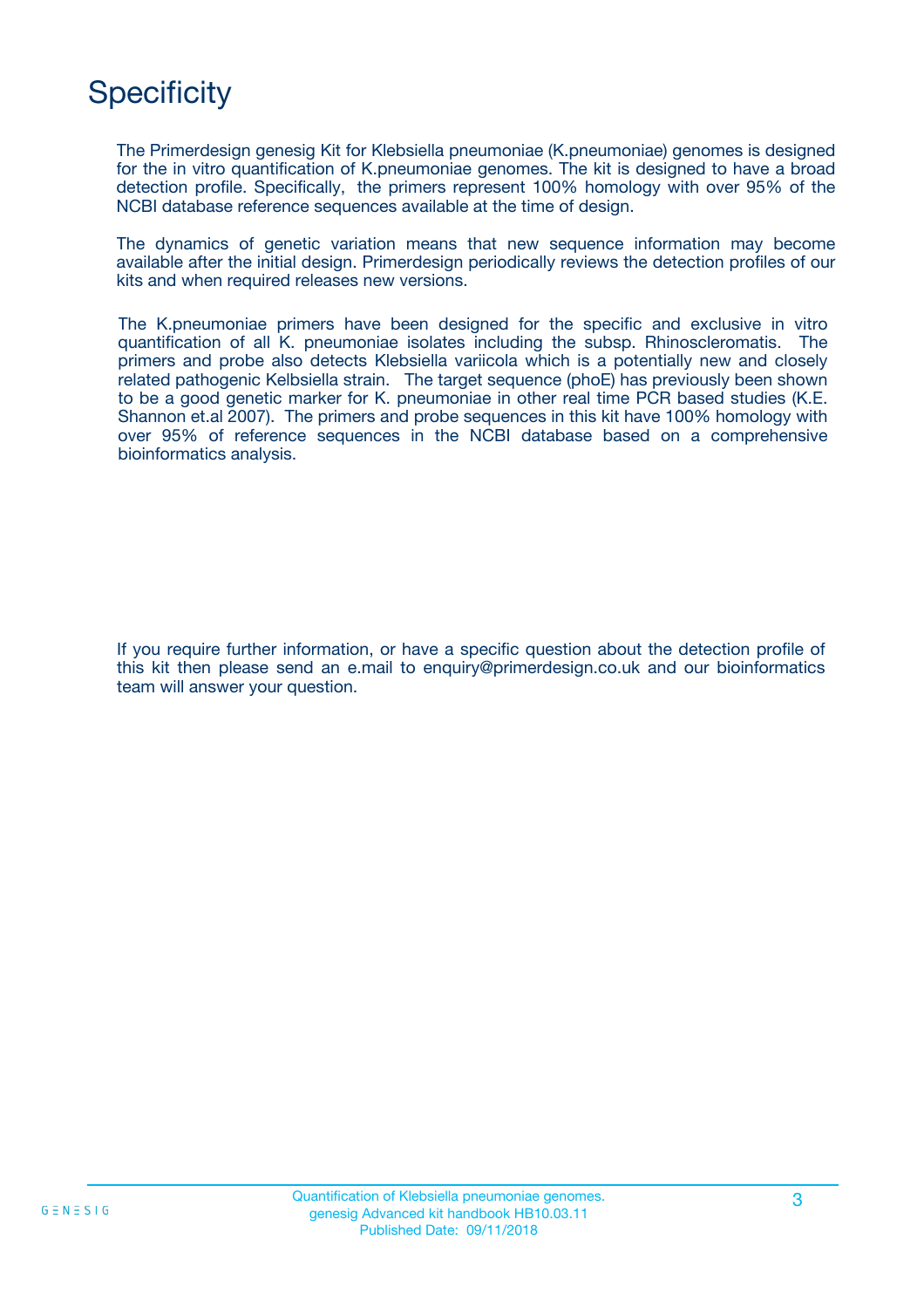# Specificity

The Primerdesign genesig Kit for Klebsiella pneumoniae (K.pneumoniae) genomes is designed for the in vitro quantification of K.pneumoniae genomes. The kit is designed to have a broad detection profile. Specifically, the primers represent 100% homology with over 95% of the NCBI database reference sequences available at the time of design.

The dynamics of genetic variation means that new sequence information may become available after the initial design. Primerdesign periodically reviews the detection profiles of our kits and when required releases new versions.

The K.pneumoniae primers have been designed for the specific and exclusive in vitro quantification of all K. pneumoniae isolates including the subsp. Rhinoscleromatis. The primers and probe also detects Klebsiella variicola which is a potentially new and closely related pathogenic Kelbsiella strain. The target sequence (phoE) has previously been shown to be a good genetic marker for K. pneumoniae in other real time PCR based studies (K.E. Shannon et.al 2007). The primers and probe sequences in this kit have 100% homology with over 95% of reference sequences in the NCBI database based on a comprehensive bioinformatics analysis.

If you require further information, or have a specific question about the detection profile of this kit then please send an e.mail to enquiry@primerdesign.co.uk and our bioinformatics team will answer your question.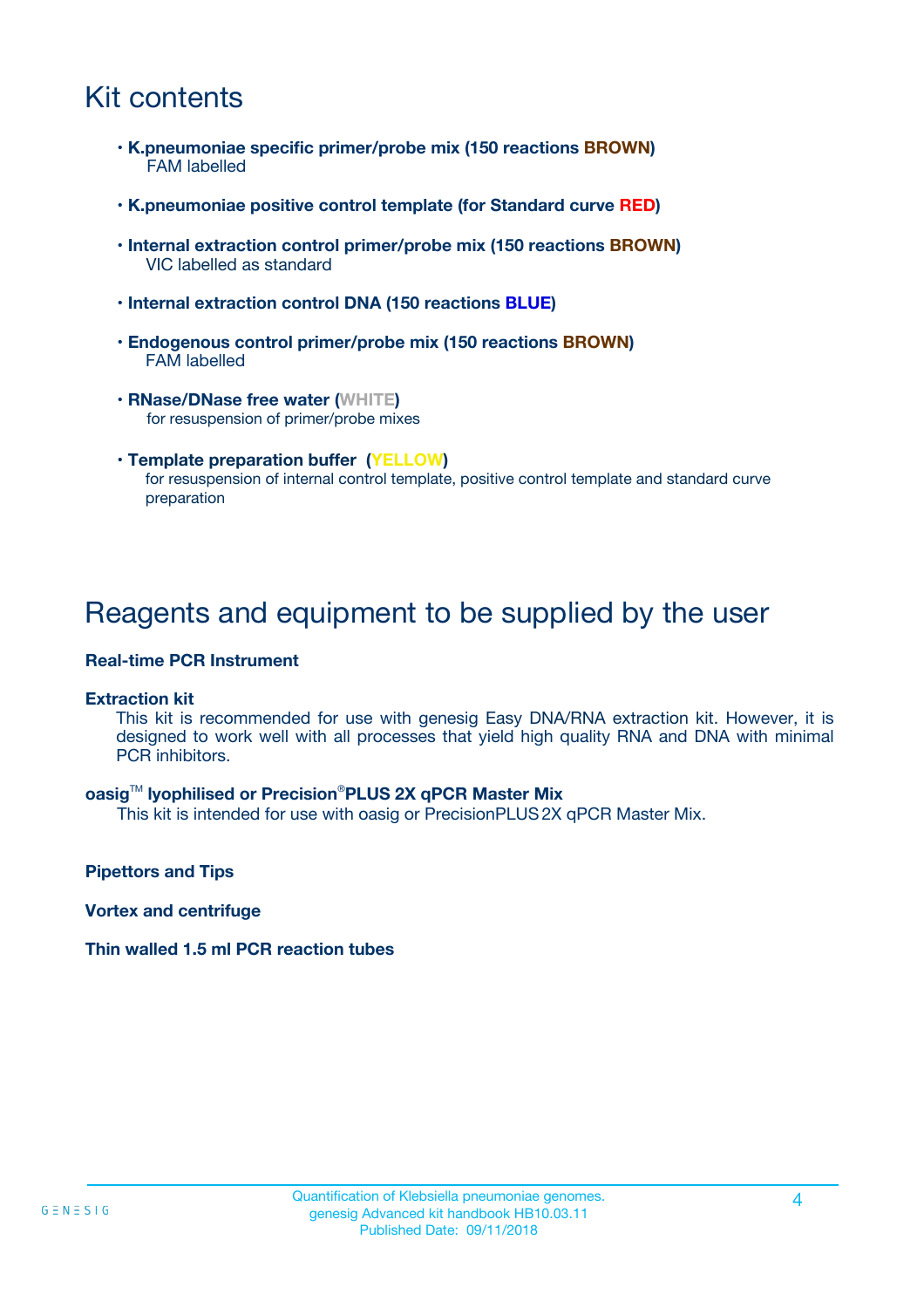# Kit contents

- **K.pneumoniae specific primer/probe mix (150 reactions BROWN)**
  FAM labelled
- **K.pneumoniae positive control template (for Standard curve RED)**
- **Internal extraction control primer/probe mix (150 reactions BROWN)**
  VIC labelled as standard
- **Internal extraction control DNA (150 reactions BLUE)**
- **Endogenous control primer/probe mix (150 reactions BROWN)**
  FAM labelled
- **RNase/DNase free water (WHITE)**
  for resuspension of primer/probe mixes
- **Template preparation buffer (YELLOW)**
  for resuspension of internal control template, positive control template and standard curve preparation

# Reagents and equipment to be supplied by the user

**Real-time PCR Instrument**

**Extraction kit**
This kit is recommended for use with genesig Easy DNA/RNA extraction kit. However, it is designed to work well with all processes that yield high quality RNA and DNA with minimal PCR inhibitors.

**oasig™ lyophilised or Precision®PLUS 2X qPCR Master Mix**
This kit is intended for use with oasig or PrecisionPLUS 2X qPCR Master Mix.

**Pipettors and Tips**

**Vortex and centrifuge**

**Thin walled 1.5 ml PCR reaction tubes**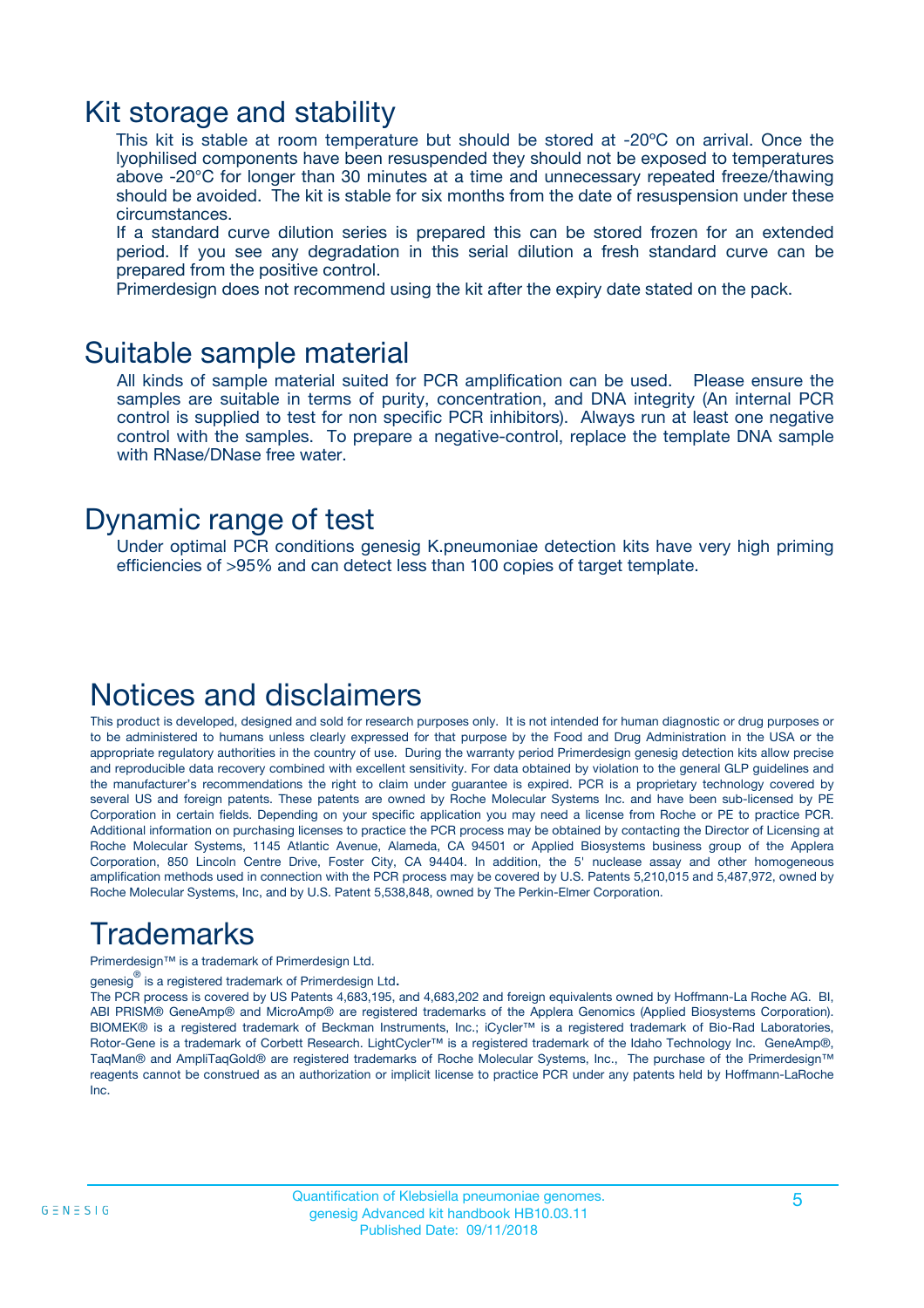# Kit storage and stability

This kit is stable at room temperature but should be stored at -20ºC on arrival. Once the lyophilised components have been resuspended they should not be exposed to temperatures above -20°C for longer than 30 minutes at a time and unnecessary repeated freeze/thawing should be avoided. The kit is stable for six months from the date of resuspension under these circumstances.

If a standard curve dilution series is prepared this can be stored frozen for an extended period. If you see any degradation in this serial dilution a fresh standard curve can be prepared from the positive control.

Primerdesign does not recommend using the kit after the expiry date stated on the pack.

# Suitable sample material

All kinds of sample material suited for PCR amplification can be used. Please ensure the samples are suitable in terms of purity, concentration, and DNA integrity (An internal PCR control is supplied to test for non specific PCR inhibitors). Always run at least one negative control with the samples. To prepare a negative-control, replace the template DNA sample with RNase/DNase free water.

# Dynamic range of test

Under optimal PCR conditions genesig K.pneumoniae detection kits have very high priming efficiencies of >95% and can detect less than 100 copies of target template.

# Notices and disclaimers

This product is developed, designed and sold for research purposes only. It is not intended for human diagnostic or drug purposes or to be administered to humans unless clearly expressed for that purpose by the Food and Drug Administration in the USA or the appropriate regulatory authorities in the country of use. During the warranty period Primerdesign genesig detection kits allow precise and reproducible data recovery combined with excellent sensitivity. For data obtained by violation to the general GLP guidelines and the manufacturer's recommendations the right to claim under guarantee is expired. PCR is a proprietary technology covered by several US and foreign patents. These patents are owned by Roche Molecular Systems Inc. and have been sub-licensed by PE Corporation in certain fields. Depending on your specific application you may need a license from Roche or PE to practice PCR. Additional information on purchasing licenses to practice the PCR process may be obtained by contacting the Director of Licensing at Roche Molecular Systems, 1145 Atlantic Avenue, Alameda, CA 94501 or Applied Biosystems business group of the Applera Corporation, 850 Lincoln Centre Drive, Foster City, CA 94404. In addition, the 5' nuclease assay and other homogeneous amplification methods used in connection with the PCR process may be covered by U.S. Patents 5,210,015 and 5,487,972, owned by Roche Molecular Systems, Inc, and by U.S. Patent 5,538,848, owned by The Perkin-Elmer Corporation.

# Trademarks

Primerdesign™ is a trademark of Primerdesign Ltd.

genesig® is a registered trademark of Primerdesign Ltd.

The PCR process is covered by US Patents 4,683,195, and 4,683,202 and foreign equivalents owned by Hoffmann-La Roche AG. BI, ABI PRISM® GeneAmp® and MicroAmp® are registered trademarks of the Applera Genomics (Applied Biosystems Corporation). BIOMEK® is a registered trademark of Beckman Instruments, Inc.; iCycler™ is a registered trademark of Bio-Rad Laboratories, Rotor-Gene is a trademark of Corbett Research. LightCycler™ is a registered trademark of the Idaho Technology Inc. GeneAmp®, TaqMan® and AmpliTaqGold® are registered trademarks of Roche Molecular Systems, Inc., The purchase of the Primerdesign™ reagents cannot be construed as an authorization or implicit license to practice PCR under any patents held by Hoffmann-LaRoche Inc.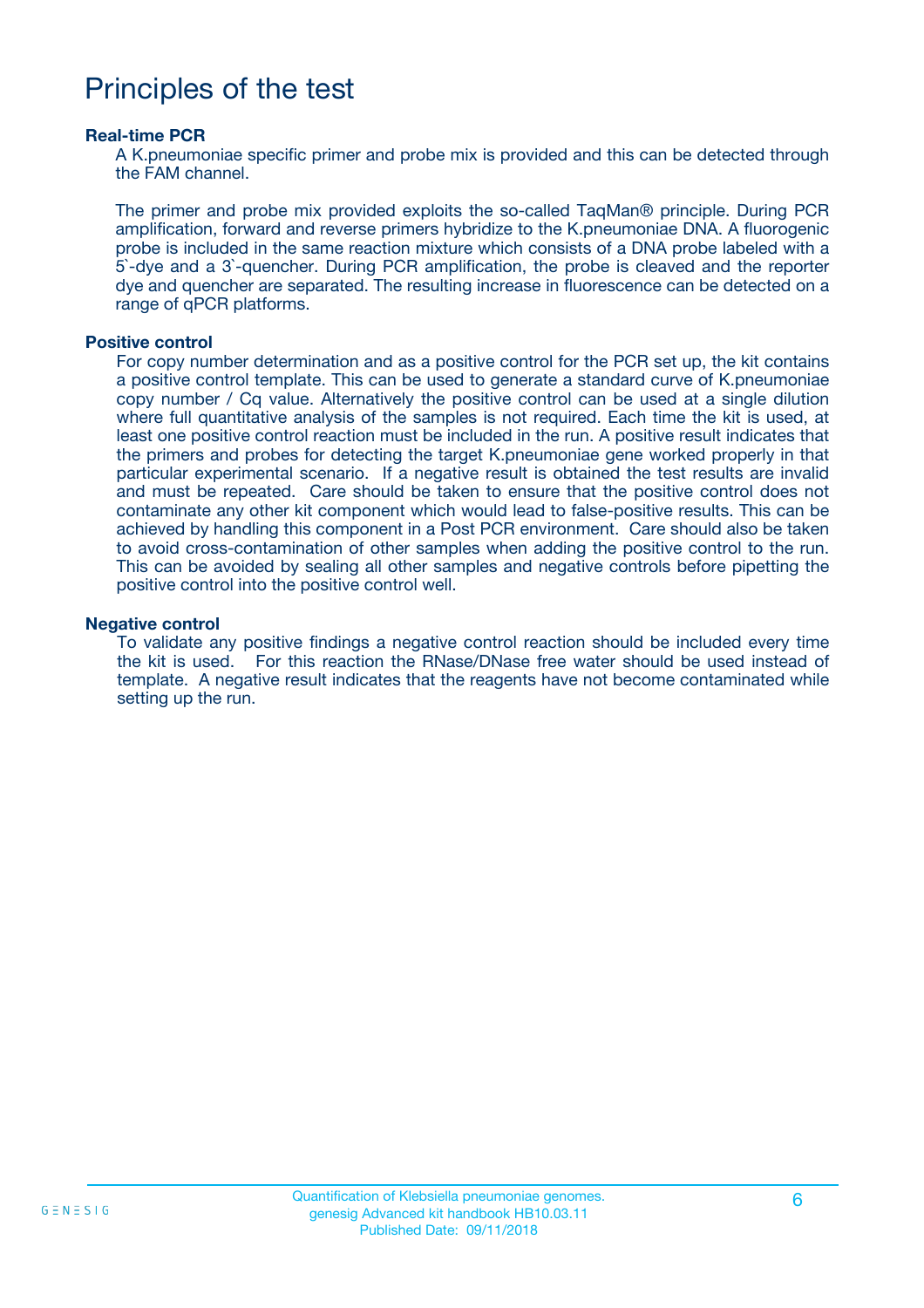# Principles of the test

### Real-time PCR

A K.pneumoniae specific primer and probe mix is provided and this can be detected through the FAM channel.

The primer and probe mix provided exploits the so-called TaqMan® principle. During PCR amplification, forward and reverse primers hybridize to the K.pneumoniae DNA. A fluorogenic probe is included in the same reaction mixture which consists of a DNA probe labeled with a 5`-dye and a 3`-quencher. During PCR amplification, the probe is cleaved and the reporter dye and quencher are separated. The resulting increase in fluorescence can be detected on a range of qPCR platforms.

### Positive control

For copy number determination and as a positive control for the PCR set up, the kit contains a positive control template. This can be used to generate a standard curve of K.pneumoniae copy number / Cq value. Alternatively the positive control can be used at a single dilution where full quantitative analysis of the samples is not required. Each time the kit is used, at least one positive control reaction must be included in the run. A positive result indicates that the primers and probes for detecting the target K.pneumoniae gene worked properly in that particular experimental scenario. If a negative result is obtained the test results are invalid and must be repeated. Care should be taken to ensure that the positive control does not contaminate any other kit component which would lead to false-positive results. This can be achieved by handling this component in a Post PCR environment. Care should also be taken to avoid cross-contamination of other samples when adding the positive control to the run. This can be avoided by sealing all other samples and negative controls before pipetting the positive control into the positive control well.

### Negative control

To validate any positive findings a negative control reaction should be included every time the kit is used. For this reaction the RNase/DNase free water should be used instead of template. A negative result indicates that the reagents have not become contaminated while setting up the run.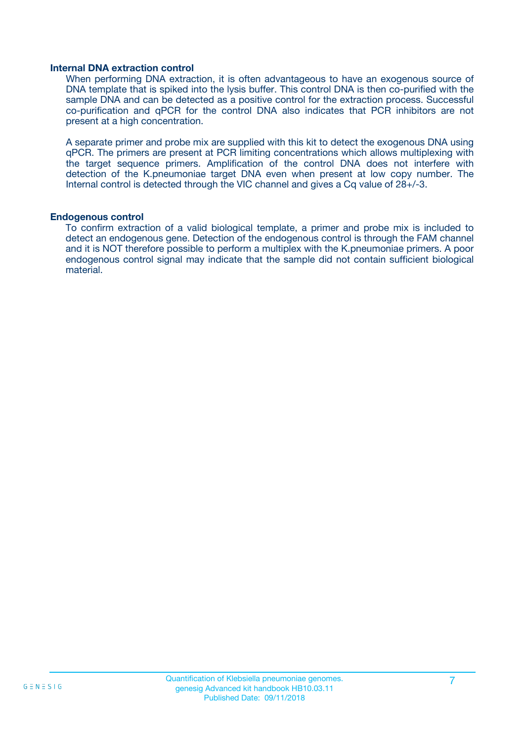### Internal DNA extraction control

When performing DNA extraction, it is often advantageous to have an exogenous source of DNA template that is spiked into the lysis buffer. This control DNA is then co-purified with the sample DNA and can be detected as a positive control for the extraction process. Successful co-purification and qPCR for the control DNA also indicates that PCR inhibitors are not present at a high concentration.

A separate primer and probe mix are supplied with this kit to detect the exogenous DNA using qPCR. The primers are present at PCR limiting concentrations which allows multiplexing with the target sequence primers. Amplification of the control DNA does not interfere with detection of the K.pneumoniae target DNA even when present at low copy number. The Internal control is detected through the VIC channel and gives a Cq value of 28+/-3.

### Endogenous control

To confirm extraction of a valid biological template, a primer and probe mix is included to detect an endogenous gene. Detection of the endogenous control is through the FAM channel and it is NOT therefore possible to perform a multiplex with the K.pneumoniae primers. A poor endogenous control signal may indicate that the sample did not contain sufficient biological material.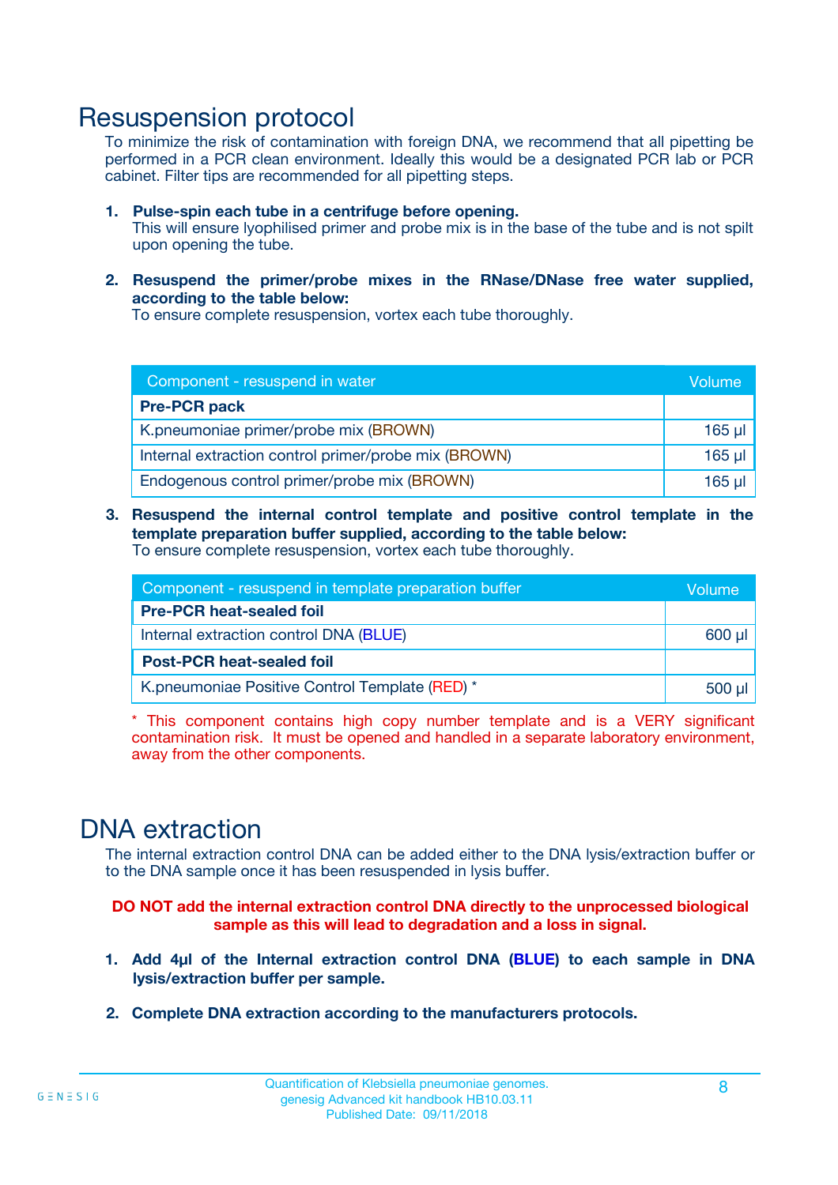# Resuspension protocol

To minimize the risk of contamination with foreign DNA, we recommend that all pipetting be performed in a PCR clean environment. Ideally this would be a designated PCR lab or PCR cabinet. Filter tips are recommended for all pipetting steps.

1. **Pulse-spin each tube in a centrifuge before opening.**
   This will ensure lyophilised primer and probe mix is in the base of the tube and is not spilt upon opening the tube.

2. **Resuspend the primer/probe mixes in the RNase/DNase free water supplied, according to the table below:**
   To ensure complete resuspension, vortex each tube thoroughly.

| Component - resuspend in water | Volume |
|---|---|
| **Pre-PCR pack** | |
| K.pneumoniae primer/probe mix (BROWN) | 165 µl |
| Internal extraction control primer/probe mix (BROWN) | 165 µl |
| Endogenous control primer/probe mix (BROWN) | 165 µl |

3. **Resuspend the internal control template and positive control template in the template preparation buffer supplied, according to the table below:**
   To ensure complete resuspension, vortex each tube thoroughly.

| Component - resuspend in template preparation buffer | Volume |
|---|---|
| **Pre-PCR heat-sealed foil** | |
| Internal extraction control DNA (BLUE) | 600 µl |
| **Post-PCR heat-sealed foil** | |
| K.pneumoniae Positive Control Template (RED) * | 500 µl |

* This component contains high copy number template and is a VERY significant contamination risk. It must be opened and handled in a separate laboratory environment, away from the other components.

# DNA extraction

The internal extraction control DNA can be added either to the DNA lysis/extraction buffer or to the DNA sample once it has been resuspended in lysis buffer.

**DO NOT add the internal extraction control DNA directly to the unprocessed biological sample as this will lead to degradation and a loss in signal.**

1. **Add 4µl of the Internal extraction control DNA (BLUE) to each sample in DNA lysis/extraction buffer per sample.**

2. **Complete DNA extraction according to the manufacturers protocols.**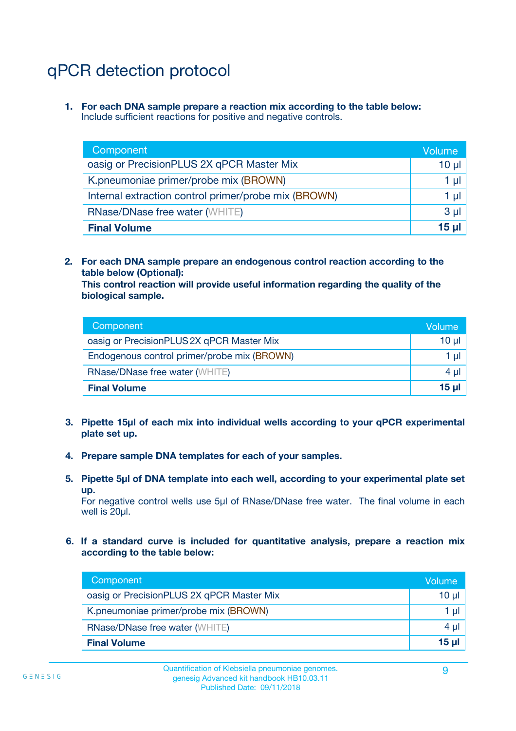# qPCR detection protocol

1. **For each DNA sample prepare a reaction mix according to the table below:**
   Include sufficient reactions for positive and negative controls.

| Component | Volume |
|---|---|
| oasig or PrecisionPLUS 2X qPCR Master Mix | 10 µl |
| K.pneumoniae primer/probe mix (BROWN) | 1 µl |
| Internal extraction control primer/probe mix (BROWN) | 1 µl |
| RNase/DNase free water (WHITE) | 3 µl |
| **Final Volume** | **15 µl** |

2. **For each DNA sample prepare an endogenous control reaction according to the table below (Optional):**
   **This control reaction will provide useful information regarding the quality of the biological sample.**

| Component | Volume |
|---|---|
| oasig or PrecisionPLUS 2X qPCR Master Mix | 10 µl |
| Endogenous control primer/probe mix (BROWN) | 1 µl |
| RNase/DNase free water (WHITE) | 4 µl |
| **Final Volume** | **15 µl** |

3. **Pipette 15µl of each mix into individual wells according to your qPCR experimental plate set up.**

4. **Prepare sample DNA templates for each of your samples.**

5. **Pipette 5µl of DNA template into each well, according to your experimental plate set up.**
   For negative control wells use 5µl of RNase/DNase free water. The final volume in each well is 20µl.

6. **If a standard curve is included for quantitative analysis, prepare a reaction mix according to the table below:**

| Component | Volume |
|---|---|
| oasig or PrecisionPLUS 2X qPCR Master Mix | 10 µl |
| K.pneumoniae primer/probe mix (BROWN) | 1 µl |
| RNase/DNase free water (WHITE) | 4 µl |
| **Final Volume** | **15 µl** |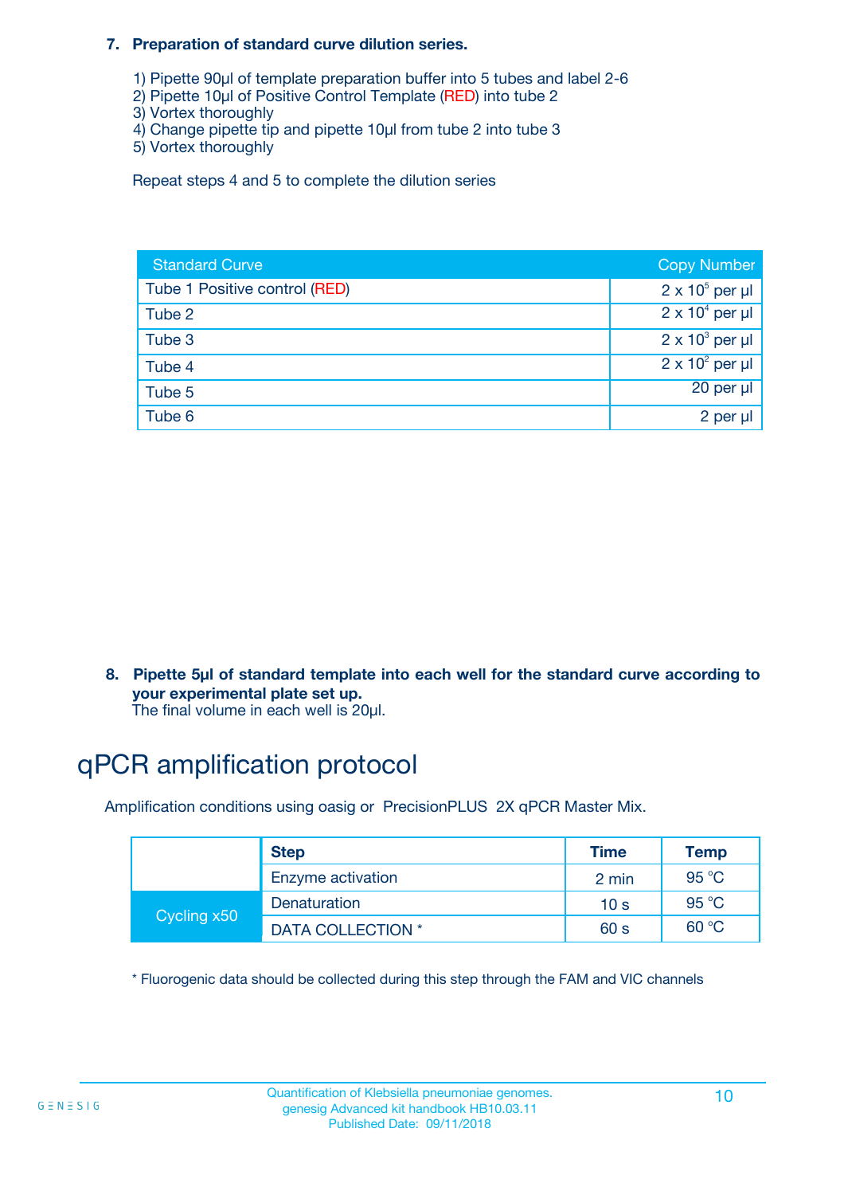**7. Preparation of standard curve dilution series.**

1) Pipette 90µl of template preparation buffer into 5 tubes and label 2-6
2) Pipette 10µl of Positive Control Template (RED) into tube 2
3) Vortex thoroughly
4) Change pipette tip and pipette 10µl from tube 2 into tube 3
5) Vortex thoroughly

Repeat steps 4 and 5 to complete the dilution series

| Standard Curve | Copy Number |
|---|---|
| Tube 1 Positive control (RED) | $2 \times 10^5$ per µl |
| Tube 2 | $2 \times 10^4$ per µl |
| Tube 3 | $2 \times 10^3$ per µl |
| Tube 4 | $2 \times 10^2$ per µl |
| Tube 5 | 20 per µl |
| Tube 6 | 2 per µl |

**8. Pipette 5µl of standard template into each well for the standard curve according to your experimental plate set up.**
The final volume in each well is 20µl.

# qPCR amplification protocol

Amplification conditions using oasig or PrecisionPLUS 2X qPCR Master Mix.

| | Step | Time | Temp |
|---|---|---|---|
| | Enzyme activation | 2 min | 95 °C |
| Cycling x50 | Denaturation | 10 s | 95 °C |
| | DATA COLLECTION * | 60 s | 60 °C |

\* Fluorogenic data should be collected during this step through the FAM and VIC channels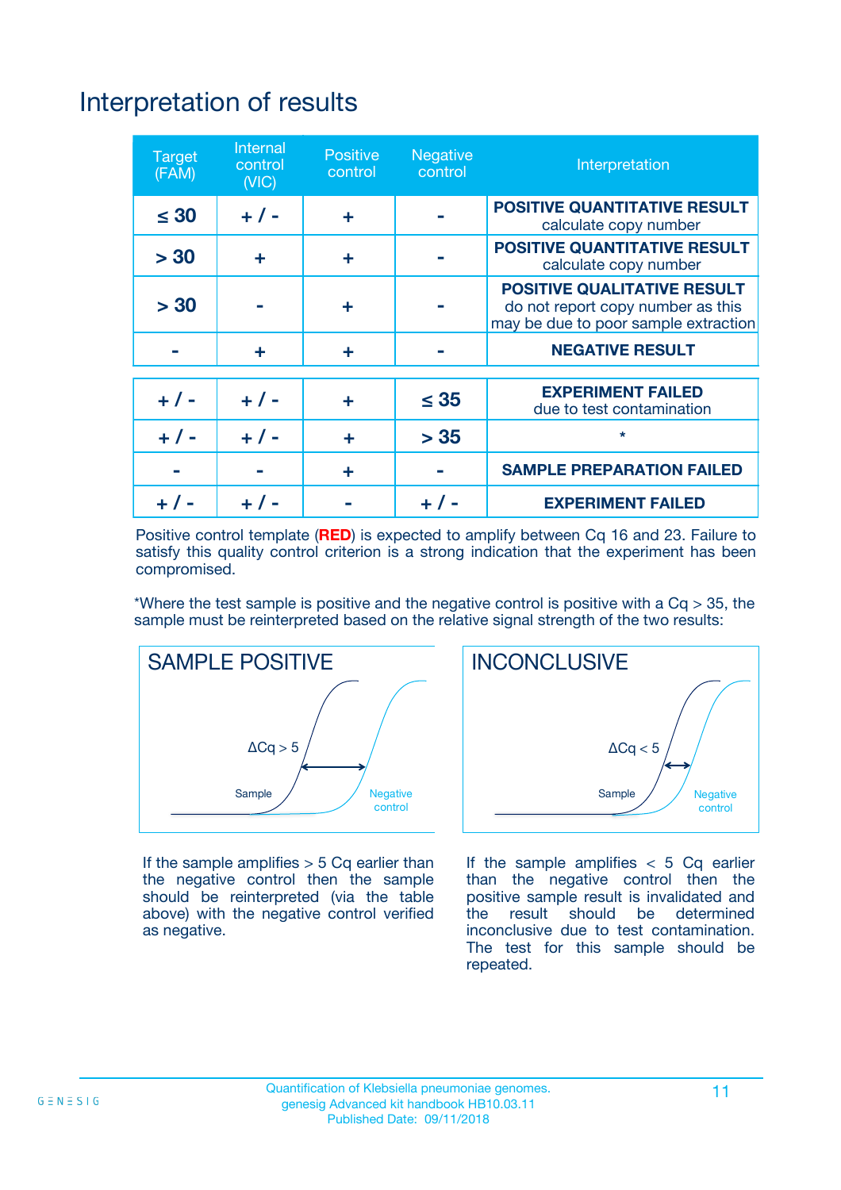# Interpretation of results

| Target (FAM) | Internal control (VIC) | Positive control | Negative control | Interpretation |
|---|---|---|---|---|
| ≤ 30 | + / - | + | - | **POSITIVE QUANTITATIVE RESULT** calculate copy number |
| > 30 | + | + | - | **POSITIVE QUANTITATIVE RESULT** calculate copy number |
| > 30 | - | + | - | **POSITIVE QUALITATIVE RESULT** do not report copy number as this may be due to poor sample extraction |
| - | + | + | - | **NEGATIVE RESULT** |
| + / - | + / - | + | ≤ 35 | **EXPERIMENT FAILED** due to test contamination |
| + / - | + / - | + | > 35 | * |
| - | - | + | - | **SAMPLE PREPARATION FAILED** |
| + / - | + / - | - | + / - | **EXPERIMENT FAILED** |

Positive control template (**RED**) is expected to amplify between Cq 16 and 23. Failure to satisfy this quality control criterion is a strong indication that the experiment has been compromised.

*Where the test sample is positive and the negative control is positive with a Cq > 35, the sample must be reinterpreted based on the relative signal strength of the two results:

**SAMPLE POSITIVE**

ΔCq > 5

Sample

Negative control

If the sample amplifies > 5 Cq earlier than the negative control then the sample should be reinterpreted (via the table above) with the negative control verified as negative.

**INCONCLUSIVE**

ΔCq < 5

Sample

Negative control

If the sample amplifies < 5 Cq earlier than the negative control then the positive sample result is invalidated and the result should be determined inconclusive due to test contamination. The test for this sample should be repeated.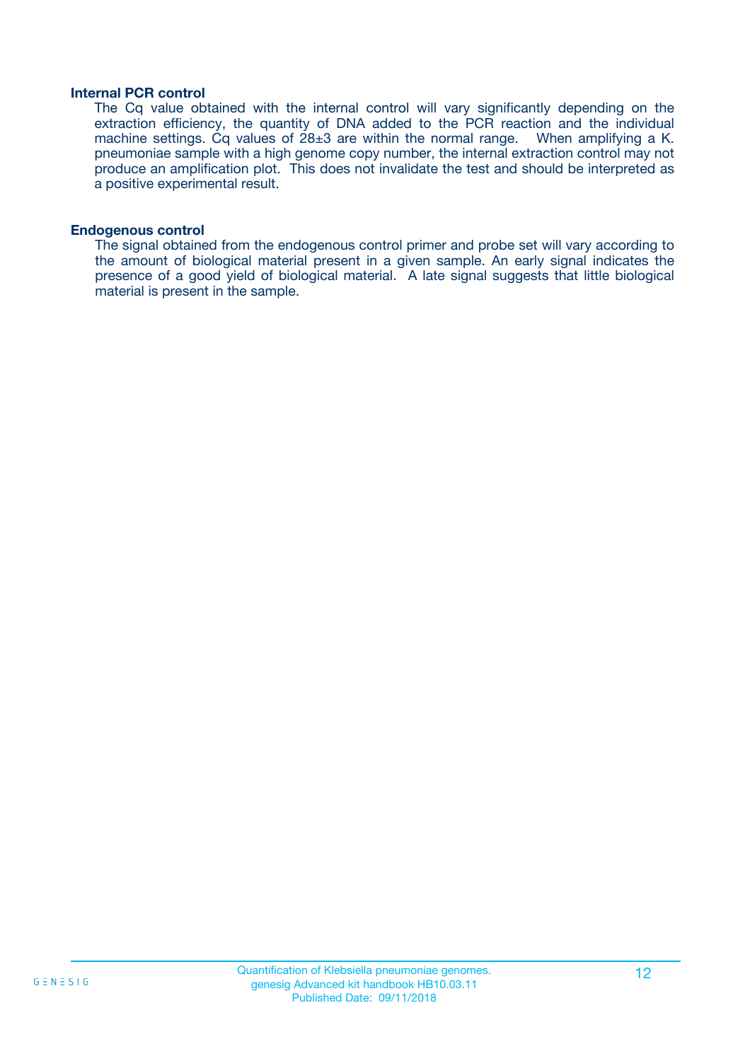### Internal PCR control

The Cq value obtained with the internal control will vary significantly depending on the extraction efficiency, the quantity of DNA added to the PCR reaction and the individual machine settings. Cq values of 28±3 are within the normal range. When amplifying a K. pneumoniae sample with a high genome copy number, the internal extraction control may not produce an amplification plot. This does not invalidate the test and should be interpreted as a positive experimental result.

### Endogenous control

The signal obtained from the endogenous control primer and probe set will vary according to the amount of biological material present in a given sample. An early signal indicates the presence of a good yield of biological material. A late signal suggests that little biological material is present in the sample.